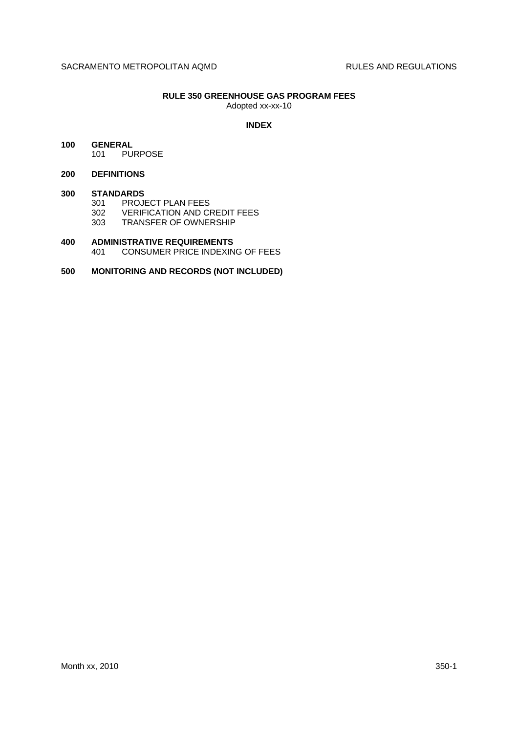# RULE 350 GREENHOUSE GAS PROGRAM FEES

Adopted xx-xx-10

## INDEX

**100 GENERAL**

- 101 PURPOSE

**200 DEFINITIONS**

**300 STANDARDS**

- 301 PROJECT PLAN FEES
- 302 VERIFICATION AND CREDIT FEES
- 303 TRANSFER OF OWNERSHIP

**400 ADMINISTRATIVE REQUIREMENTS**

- 401 CONSUMER PRICE INDEXING OF FEES

**500 MONITORING AND RECORDS (NOT INCLUDED)**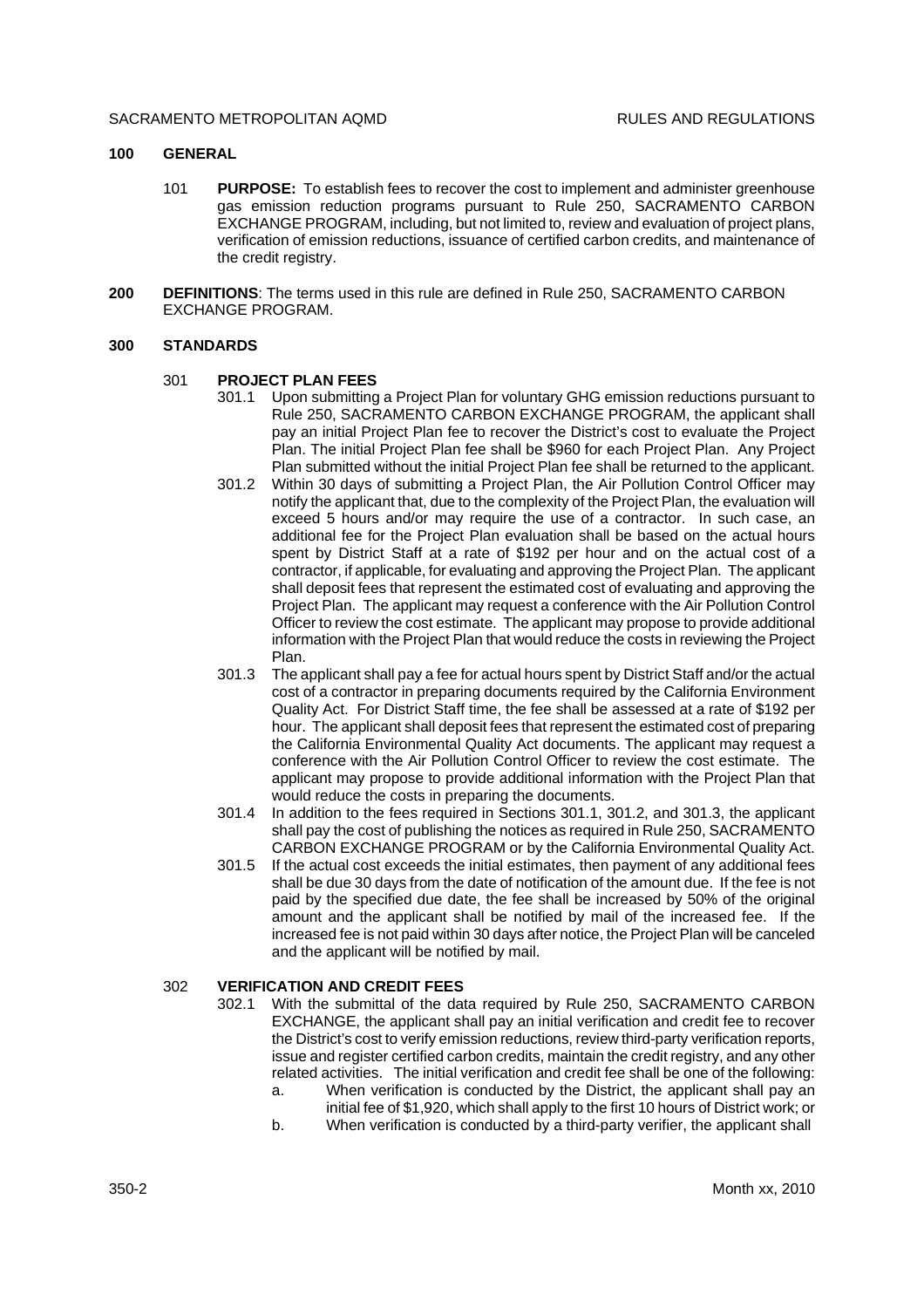## 100 GENERAL

101 **PURPOSE:** To establish fees to recover the cost to implement and administer greenhouse gas emission reduction programs pursuant to Rule 250, SACRAMENTO CARBON EXCHANGE PROGRAM, including, but not limited to, review and evaluation of project plans, verification of emission reductions, issuance of certified carbon credits, and maintenance of the credit registry.

## 200 DEFINITIONS

**200 DEFINITIONS**: The terms used in this rule are defined in Rule 250, SACRAMENTO CARBON EXCHANGE PROGRAM.

## 300 STANDARDS

### 301 PROJECT PLAN FEES

301.1 Upon submitting a Project Plan for voluntary GHG emission reductions pursuant to Rule 250, SACRAMENTO CARBON EXCHANGE PROGRAM, the applicant shall pay an initial Project Plan fee to recover the District's cost to evaluate the Project Plan. The initial Project Plan fee shall be $960 for each Project Plan. Any Project Plan submitted without the initial Project Plan fee shall be returned to the applicant.

301.2 Within 30 days of submitting a Project Plan, the Air Pollution Control Officer may notify the applicant that, due to the complexity of the Project Plan, the evaluation will exceed 5 hours and/or may require the use of a contractor. In such case, an additional fee for the Project Plan evaluation shall be based on the actual hours spent by District Staff at a rate of $192 per hour and on the actual cost of a contractor, if applicable, for evaluating and approving the Project Plan. The applicant shall deposit fees that represent the estimated cost of evaluating and approving the Project Plan. The applicant may request a conference with the Air Pollution Control Officer to review the cost estimate. The applicant may propose to provide additional information with the Project Plan that would reduce the costs in reviewing the Project Plan.

301.3 The applicant shall pay a fee for actual hours spent by District Staff and/or the actual cost of a contractor in preparing documents required by the California Environment Quality Act. For District Staff time, the fee shall be assessed at a rate of $192 per hour. The applicant shall deposit fees that represent the estimated cost of preparing the California Environmental Quality Act documents. The applicant may request a conference with the Air Pollution Control Officer to review the cost estimate. The applicant may propose to provide additional information with the Project Plan that would reduce the costs in preparing the documents.

301.4 In addition to the fees required in Sections 301.1, 301.2, and 301.3, the applicant shall pay the cost of publishing the notices as required in Rule 250, SACRAMENTO CARBON EXCHANGE PROGRAM or by the California Environmental Quality Act.

301.5 If the actual cost exceeds the initial estimates, then payment of any additional fees shall be due 30 days from the date of notification of the amount due. If the fee is not paid by the specified due date, the fee shall be increased by 50% of the original amount and the applicant shall be notified by mail of the increased fee. If the increased fee is not paid within 30 days after notice, the Project Plan will be canceled and the applicant will be notified by mail.

### 302 VERIFICATION AND CREDIT FEES

302.1 With the submittal of the data required by Rule 250, SACRAMENTO CARBON EXCHANGE, the applicant shall pay an initial verification and credit fee to recover the District's cost to verify emission reductions, review third-party verification reports, issue and register certified carbon credits, maintain the credit registry, and any other related activities. The initial verification and credit fee shall be one of the following:

a. When verification is conducted by the District, the applicant shall pay an initial fee of $1,920, which shall apply to the first 10 hours of District work; or

b. When verification is conducted by a third-party verifier, the applicant shall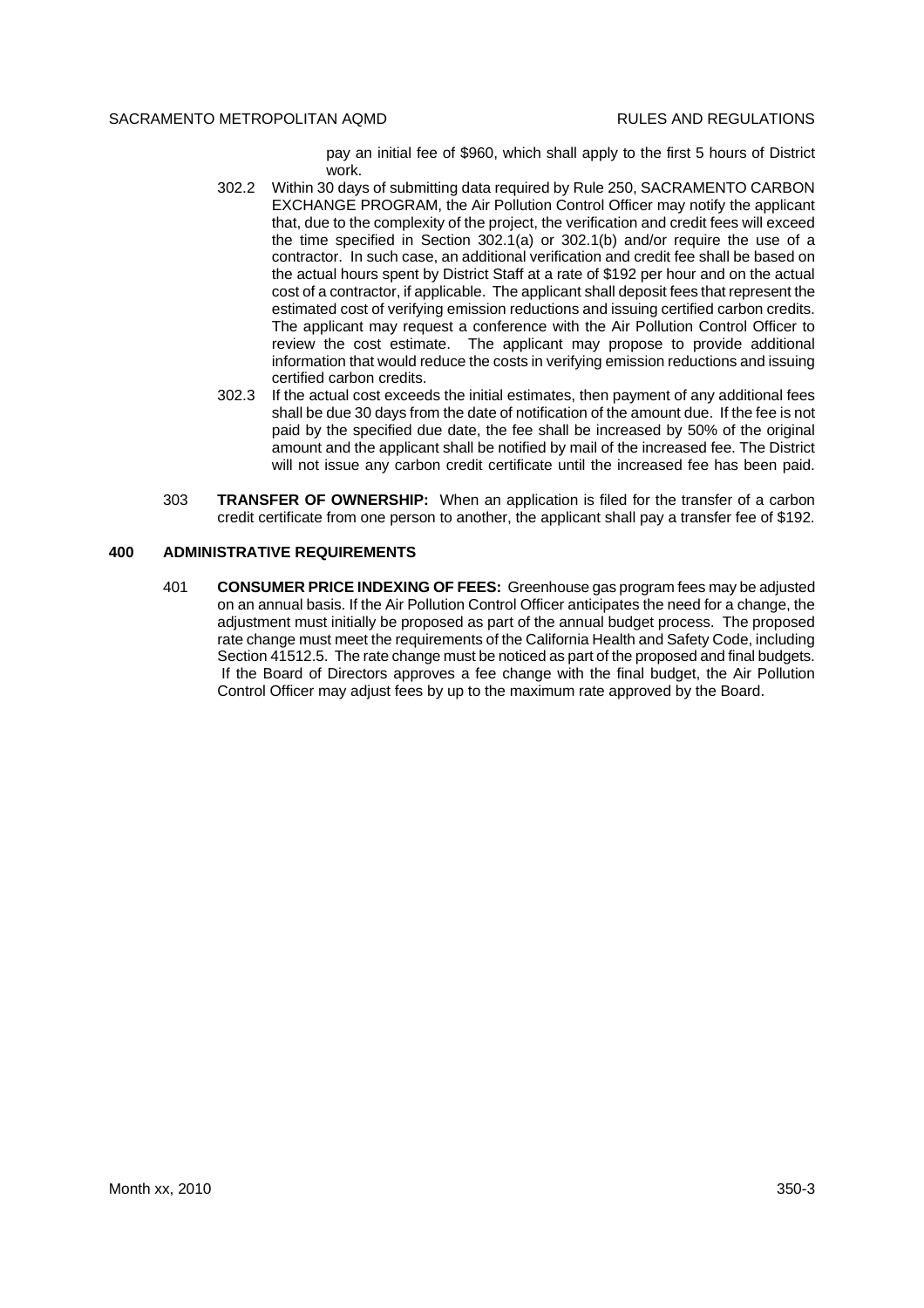pay an initial fee of $960, which shall apply to the first 5 hours of District work.

302.2 Within 30 days of submitting data required by Rule 250, SACRAMENTO CARBON EXCHANGE PROGRAM, the Air Pollution Control Officer may notify the applicant that, due to the complexity of the project, the verification and credit fees will exceed the time specified in Section 302.1(a) or 302.1(b) and/or require the use of a contractor. In such case, an additional verification and credit fee shall be based on the actual hours spent by District Staff at a rate of $192 per hour and on the actual cost of a contractor, if applicable. The applicant shall deposit fees that represent the estimated cost of verifying emission reductions and issuing certified carbon credits. The applicant may request a conference with the Air Pollution Control Officer to review the cost estimate. The applicant may propose to provide additional information that would reduce the costs in verifying emission reductions and issuing certified carbon credits.

302.3 If the actual cost exceeds the initial estimates, then payment of any additional fees shall be due 30 days from the date of notification of the amount due. If the fee is not paid by the specified due date, the fee shall be increased by 50% of the original amount and the applicant shall be notified by mail of the increased fee. The District will not issue any carbon credit certificate until the increased fee has been paid.

303 **TRANSFER OF OWNERSHIP:** When an application is filed for the transfer of a carbon credit certificate from one person to another, the applicant shall pay a transfer fee of $192.

## 400 ADMINISTRATIVE REQUIREMENTS

401 **CONSUMER PRICE INDEXING OF FEES:** Greenhouse gas program fees may be adjusted on an annual basis. If the Air Pollution Control Officer anticipates the need for a change, the adjustment must initially be proposed as part of the annual budget process. The proposed rate change must meet the requirements of the California Health and Safety Code, including Section 41512.5. The rate change must be noticed as part of the proposed and final budgets. If the Board of Directors approves a fee change with the final budget, the Air Pollution Control Officer may adjust fees by up to the maximum rate approved by the Board.